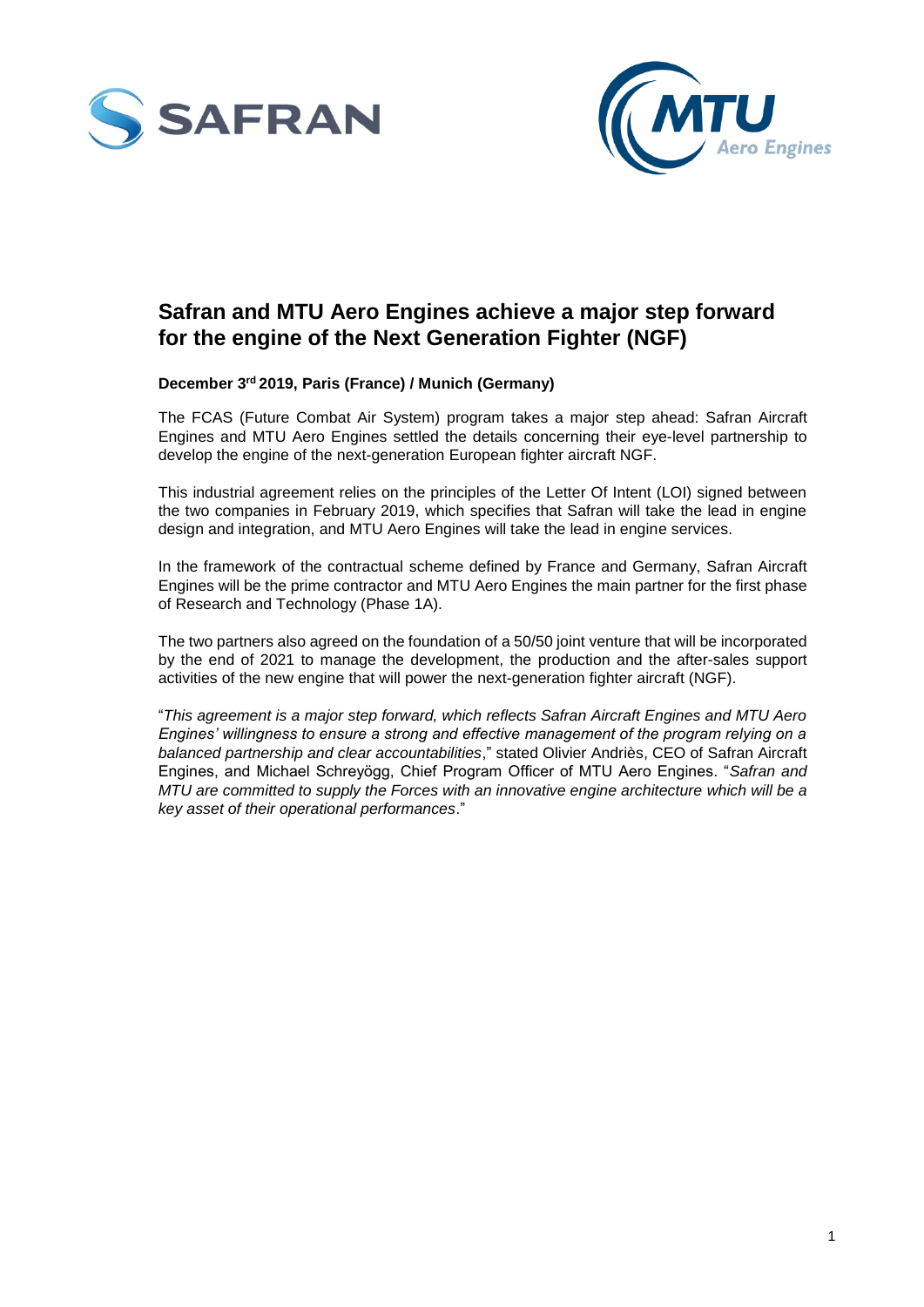# Safran and MTU Aero Engines achieve a major step forward for the engine of the Next Generation Fighter (NGF)

**December 3rd 2019, Paris (France) / Munich (Germany)**

The FCAS (Future Combat Air System) program takes a major step ahead: Safran Aircraft Engines and MTU Aero Engines settled the details concerning their eye-level partnership to develop the engine of the next-generation European fighter aircraft NGF.

This industrial agreement relies on the principles of the Letter Of Intent (LOI) signed between the two companies in February 2019, which specifies that Safran will take the lead in engine design and integration, and MTU Aero Engines will take the lead in engine services.

In the framework of the contractual scheme defined by France and Germany, Safran Aircraft Engines will be the prime contractor and MTU Aero Engines the main partner for the first phase of Research and Technology (Phase 1A).

The two partners also agreed on the foundation of a 50/50 joint venture that will be incorporated by the end of 2021 to manage the development, the production and the after-sales support activities of the new engine that will power the next-generation fighter aircraft (NGF).

"*This agreement is a major step forward, which reflects Safran Aircraft Engines and MTU Aero Engines' willingness to ensure a strong and effective management of the program relying on a balanced partnership and clear accountabilities*," stated Olivier Andriès, CEO of Safran Aircraft Engines, and Michael Schreyögg, Chief Program Officer of MTU Aero Engines. "*Safran and MTU are committed to supply the Forces with an innovative engine architecture which will be a key asset of their operational performances*."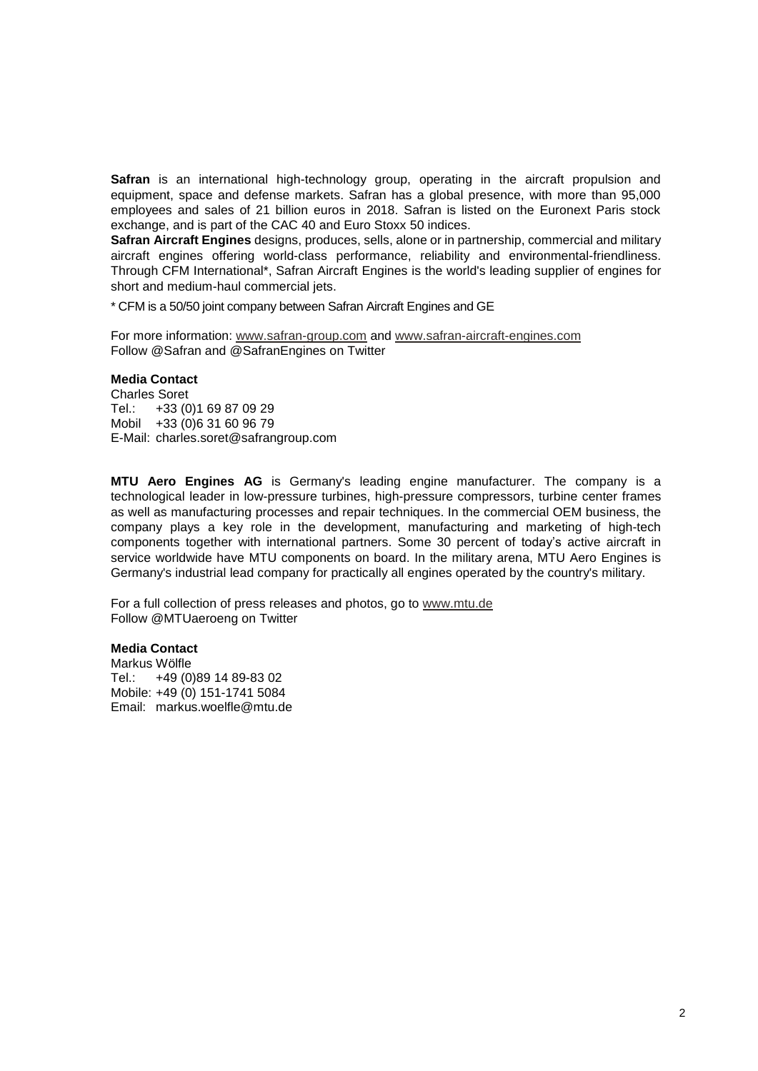**Safran** is an international high-technology group, operating in the aircraft propulsion and equipment, space and defense markets. Safran has a global presence, with more than 95,000 employees and sales of 21 billion euros in 2018. Safran is listed on the Euronext Paris stock exchange, and is part of the CAC 40 and Euro Stoxx 50 indices.

**Safran Aircraft Engines** designs, produces, sells, alone or in partnership, commercial and military aircraft engines offering world-class performance, reliability and environmental-friendliness. Through CFM International*, Safran Aircraft Engines is the world's leading supplier of engines for short and medium-haul commercial jets.

* CFM is a 50/50 joint company between Safran Aircraft Engines and GE

For more information: www.safran-group.com and www.safran-aircraft-engines.com
Follow @Safran and @SafranEngines on Twitter

**Media Contact**
Charles Soret
Tel.: +33 (0)1 69 87 09 29
Mobil +33 (0)6 31 60 96 79
E-Mail: charles.soret@safrangroup.com

**MTU Aero Engines AG** is Germany's leading engine manufacturer. The company is a technological leader in low-pressure turbines, high-pressure compressors, turbine center frames as well as manufacturing processes and repair techniques. In the commercial OEM business, the company plays a key role in the development, manufacturing and marketing of high-tech components together with international partners. Some 30 percent of today's active aircraft in service worldwide have MTU components on board. In the military arena, MTU Aero Engines is Germany's industrial lead company for practically all engines operated by the country's military.

For a full collection of press releases and photos, go to www.mtu.de
Follow @MTUaeroeng on Twitter

**Media Contact**
Markus Wölfle
Tel.: +49 (0)89 14 89-83 02
Mobile: +49 (0) 151-1741 5084
Email: markus.woelfle@mtu.de